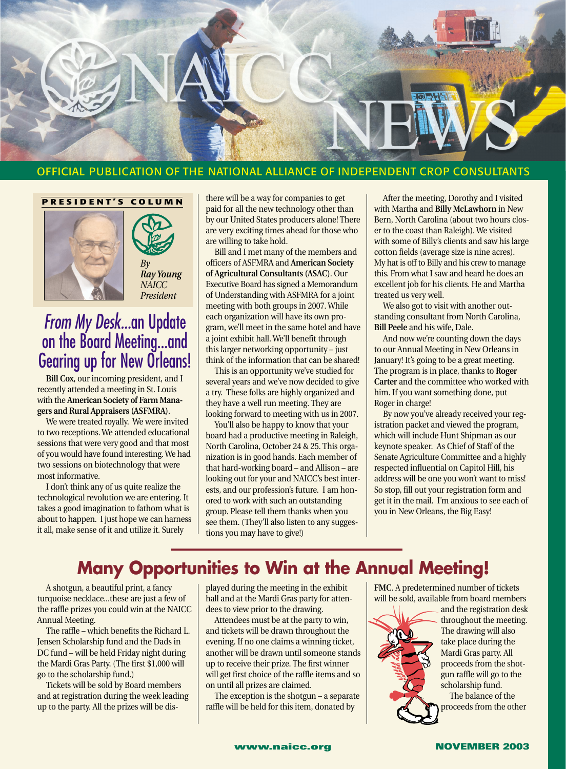# NAICC NEWS

OFFICIAL PUBLICATION OF THE NATIONAL ALLIANCE OF INDEPENDENT CROP CONSULTANTS

**PRESIDENT'S COLUMN**

*By* ***Ray Young*** *NAICC President*

## *From My Desk...*an Update on the Board Meeting...and Gearing up for New Orleans!

**Bill Cox**, our incoming president, and I recently attended a meeting in St. Louis with the **American Society of Farm Managers and Rural Appraisers (ASFMRA)**.

We were treated royally. We were invited to two receptions. We attended educational sessions that were very good and that most of you would have found interesting. We had two sessions on biotechnology that were most informative.

I don't think any of us quite realize the technological revolution we are entering. It takes a good imagination to fathom what is about to happen. I just hope we can harness it all, make sense of it and utilize it. Surely there will be a way for companies to get paid for all the new technology other than by our United States producers alone! There are very exciting times ahead for those who are willing to take hold.

Bill and I met many of the members and officers of ASFMRA and **American Society of Agricultural Consultants (ASAC)**. Our Executive Board has signed a Memorandum of Understanding with ASFMRA for a joint meeting with both groups in 2007. While each organization will have its own program, we'll meet in the same hotel and have a joint exhibit hall. We'll benefit through this larger networking opportunity – just think of the information that can be shared!

This is an opportunity we've studied for several years and we've now decided to give a try. These folks are highly organized and they have a well run meeting. They are looking forward to meeting with us in 2007.

You'll also be happy to know that your board had a productive meeting in Raleigh, North Carolina, October 24 & 25. This organization is in good hands. Each member of that hard-working board – and Allison – are looking out for your and NAICC's best interests, and our profession's future. I am honored to work with such an outstanding group. Please tell them thanks when you see them. (They'll also listen to any suggestions you may have to give!)

After the meeting, Dorothy and I visited with Martha and **Billy McLawhorn** in New Bern, North Carolina (about two hours closer to the coast than Raleigh). We visited with some of Billy's clients and saw his large cotton fields (average size is nine acres). My hat is off to Billy and his crew to manage this. From what I saw and heard he does an excellent job for his clients. He and Martha treated us very well.

We also got to visit with another outstanding consultant from North Carolina, **Bill Peele** and his wife, Dale.

And now we're counting down the days to our Annual Meeting in New Orleans in January! It's going to be a great meeting. The program is in place, thanks to **Roger Carter** and the committee who worked with him. If you want something done, put Roger in charge!

By now you've already received your registration packet and viewed the program, which will include Hunt Shipman as our keynote speaker. As Chief of Staff of the Senate Agriculture Committee and a highly respected influential on Capitol Hill, his address will be one you won't want to miss! So stop, fill out your registration form and get it in the mail. I'm anxious to see each of you in New Orleans, the Big Easy!

## Many Opportunities to Win at the Annual Meeting!

A shotgun, a beautiful print, a fancy turquoise necklace...these are just a few of the raffle prizes you could win at the NAICC Annual Meeting.

The raffle – which benefits the Richard L. Jensen Scholarship fund and the Dads in DC fund – will be held Friday night during the Mardi Gras Party. (The first $1,000 will go to the scholarship fund.)

Tickets will be sold by Board members and at registration during the week leading up to the party. All the prizes will be displayed during the meeting in the exhibit hall and at the Mardi Gras party for attendees to view prior to the drawing.

Attendees must be at the party to win, and tickets will be drawn throughout the evening. If no one claims a winning ticket, another will be drawn until someone stands up to receive their prize. The first winner will get first choice of the raffle items and so on until all prizes are claimed.

The exception is the shotgun – a separate raffle will be held for this item, donated by **FMC**. A predetermined number of tickets will be sold, available from board members and the registration desk throughout the meeting. The drawing will also take place during the Mardi Gras party. All proceeds from the shotgun raffle will go to the scholarship fund.

The balance of the proceeds from the other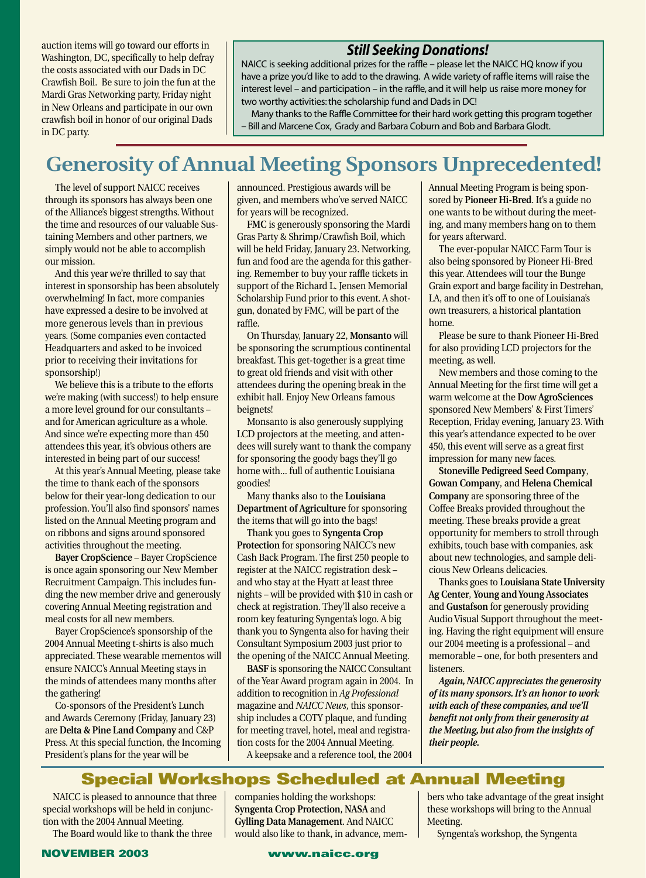auction items will go toward our efforts in Washington, DC, specifically to help defray the costs associated with our Dads in DC Crawfish Boil. Be sure to join the fun at the Mardi Gras Networking party, Friday night in New Orleans and participate in our own crawfish boil in honor of our original Dads in DC party.

### *Still Seeking Donations!*

NAICC is seeking additional prizes for the raffle – please let the NAICC HQ know if you have a prize you'd like to add to the drawing. A wide variety of raffle items will raise the interest level – and participation – in the raffle, and it will help us raise more money for two worthy activities: the scholarship fund and Dads in DC!

Many thanks to the Raffle Committee for their hard work getting this program together – Bill and Marcene Cox, Grady and Barbara Coburn and Bob and Barbara Glodt.

## Generosity of Annual Meeting Sponsors Unprecedented!

The level of support NAICC receives through its sponsors has always been one of the Alliance's biggest strengths. Without the time and resources of our valuable Sustaining Members and other partners, we simply would not be able to accomplish our mission.

And this year we're thrilled to say that interest in sponsorship has been absolutely overwhelming! In fact, more companies have expressed a desire to be involved at more generous levels than in previous years. (Some companies even contacted Headquarters and asked to be invoiced prior to receiving their invitations for sponsorship!)

We believe this is a tribute to the efforts we're making (with success!) to help ensure a more level ground for our consultants – and for American agriculture as a whole. And since we're expecting more than 450 attendees this year, it's obvious others are interested in being part of our success!

At this year's Annual Meeting, please take the time to thank each of the sponsors below for their year-long dedication to our profession. You'll also find sponsors' names listed on the Annual Meeting program and on ribbons and signs around sponsored activities throughout the meeting.

**Bayer CropScience** – Bayer CropScience is once again sponsoring our New Member Recruitment Campaign. This includes funding the new member drive and generously covering Annual Meeting registration and meal costs for all new members.

Bayer CropScience's sponsorship of the 2004 Annual Meeting t-shirts is also much appreciated. These wearable mementos will ensure NAICC's Annual Meeting stays in the minds of attendees many months after the gathering!

Co-sponsors of the President's Lunch and Awards Ceremony (Friday, January 23) are **Delta & Pine Land Company** and C&P Press. At this special function, the Incoming President's plans for the year will be announced. Prestigious awards will be given, and members who've served NAICC for years will be recognized.

**FMC** is generously sponsoring the Mardi Gras Party & Shrimp/Crawfish Boil, which will be held Friday, January 23. Networking, fun and food are the agenda for this gathering. Remember to buy your raffle tickets in support of the Richard L. Jensen Memorial Scholarship Fund prior to this event. A shotgun, donated by FMC, will be part of the raffle.

On Thursday, January 22, **Monsanto** will be sponsoring the scrumptious continental breakfast. This get-together is a great time to great old friends and visit with other attendees during the opening break in the exhibit hall. Enjoy New Orleans famous beignets!

Monsanto is also generously supplying LCD projectors at the meeting, and attendees will surely want to thank the company for sponsoring the goody bags they'll go home with... full of authentic Louisiana goodies!

Many thanks also to the **Louisiana Department of Agriculture** for sponsoring the items that will go into the bags!

Thank you goes to **Syngenta Crop Protection** for sponsoring NAICC's new Cash Back Program. The first 250 people to register at the NAICC registration desk – and who stay at the Hyatt at least three nights – will be provided with $10 in cash or check at registration. They'll also receive a room key featuring Syngenta's logo. A big thank you to Syngenta also for having their Consultant Symposium 2003 just prior to the opening of the NAICC Annual Meeting.

**BASF** is sponsoring the NAICC Consultant of the Year Award program again in 2004. In addition to recognition in *Ag Professional* magazine and *NAICC News*, this sponsorship includes a COTY plaque, and funding for meeting travel, hotel, meal and registration costs for the 2004 Annual Meeting.

A keepsake and a reference tool, the 2004 Annual Meeting Program is being sponsored by **Pioneer Hi-Bred**. It's a guide no one wants to be without during the meeting, and many members hang on to them for years afterward.

The ever-popular NAICC Farm Tour is also being sponsored by Pioneer Hi-Bred this year. Attendees will tour the Bunge Grain export and barge facility in Destrehan, LA, and then it's off to one of Louisiana's own treasurers, a historical plantation home.

Please be sure to thank Pioneer Hi-Bred for also providing LCD projectors for the meeting, as well.

New members and those coming to the Annual Meeting for the first time will get a warm welcome at the **Dow AgroSciences** sponsored New Members' & First Timers' Reception, Friday evening, January 23. With this year's attendance expected to be over 450, this event will serve as a great first impression for many new faces.

**Stoneville Pedigreed Seed Company**, **Gowan Company**, and **Helena Chemical Company** are sponsoring three of the Coffee Breaks provided throughout the meeting. These breaks provide a great opportunity for members to stroll through exhibits, touch base with companies, ask about new technologies, and sample delicious New Orleans delicacies.

Thanks goes to **Louisiana State University Ag Center**, **Young and Young Associates** and **Gustafson** for generously providing Audio Visual Support throughout the meeting. Having the right equipment will ensure our 2004 meeting is a professional – and memorable – one, for both presenters and listeners.

***Again, NAICC appreciates the generosity of its many sponsors. It's an honor to work with each of these companies, and we'll benefit not only from their generosity at the Meeting, but also from the insights of their people.***

## Special Workshops Scheduled at Annual Meeting

NAICC is pleased to announce that three special workshops will be held in conjunction with the 2004 Annual Meeting.

The Board would like to thank the three companies holding the workshops: **Syngenta Crop Protection**, **NASA** and **Gylling Data Management**. And NAICC would also like to thank, in advance, members who take advantage of the great insight these workshops will bring to the Annual Meeting.

Syngenta's workshop, the Syngenta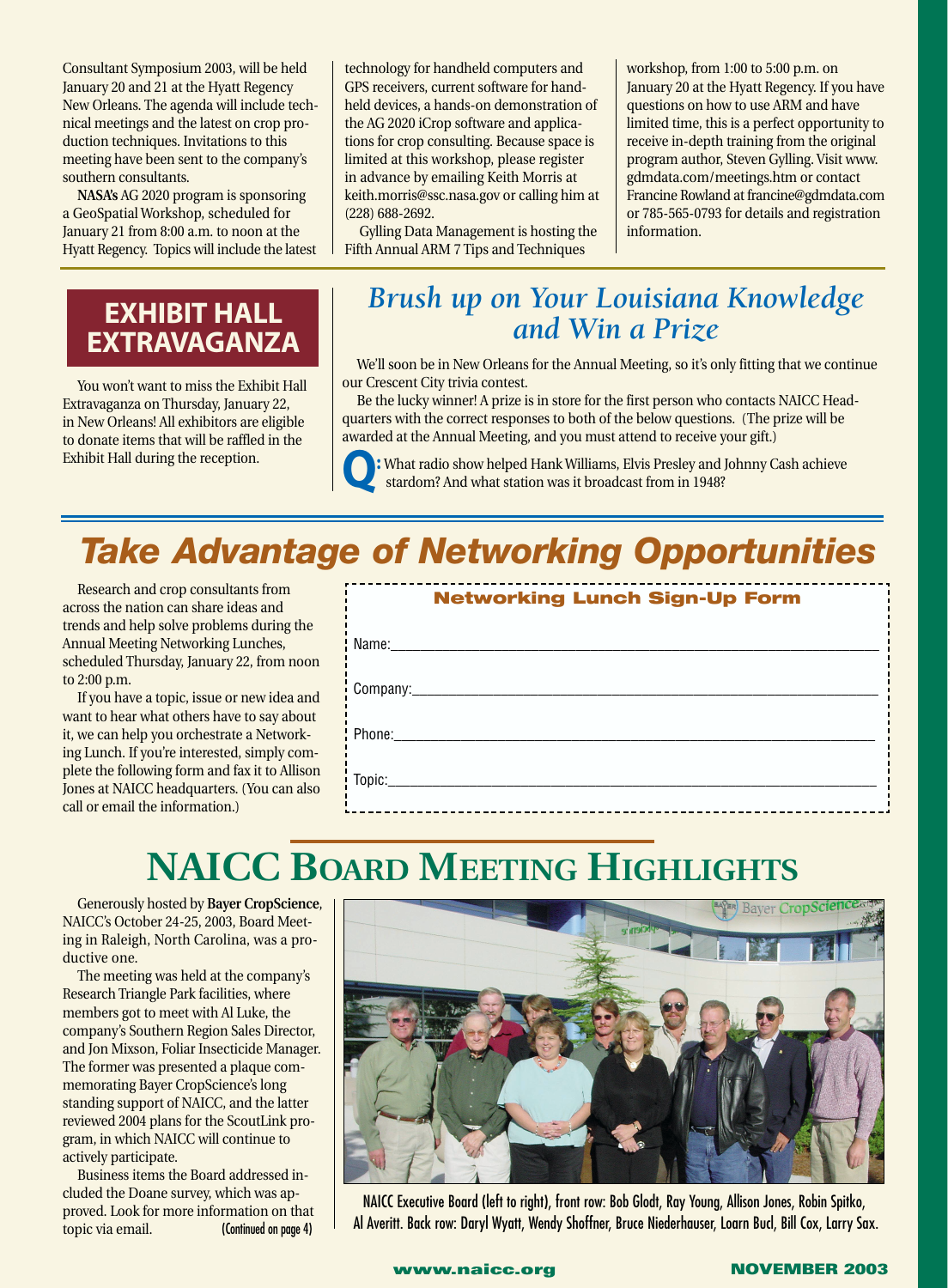Consultant Symposium 2003, will be held January 20 and 21 at the Hyatt Regency New Orleans. The agenda will include technical meetings and the latest on crop production techniques. Invitations to this meeting have been sent to the company's southern consultants.

**NASA's** AG 2020 program is sponsoring a GeoSpatial Workshop, scheduled for January 21 from 8:00 a.m. to noon at the Hyatt Regency. Topics will include the latest technology for handheld computers and GPS receivers, current software for handheld devices, a hands-on demonstration of the AG 2020 iCrop software and applications for crop consulting. Because space is limited at this workshop, please register in advance by emailing Keith Morris at keith.morris@ssc.nasa.gov or calling him at (228) 688-2692.

Gylling Data Management is hosting the Fifth Annual ARM 7 Tips and Techniques workshop, from 1:00 to 5:00 p.m. on January 20 at the Hyatt Regency. If you have questions on how to use ARM and have limited time, this is a perfect opportunity to receive in-depth training from the original program author, Steven Gylling. Visit www.gdmdata.com/meetings.htm or contact Francine Rowland at francine@gdmdata.com or 785-565-0793 for details and registration information.

## EXHIBIT HALL EXTRAVAGANZA

You won't want to miss the Exhibit Hall Extravaganza on Thursday, January 22, in New Orleans! All exhibitors are eligible to donate items that will be raffled in the Exhibit Hall during the reception.

## *Brush up on Your Louisiana Knowledge and Win a Prize*

We'll soon be in New Orleans for the Annual Meeting, so it's only fitting that we continue our Crescent City trivia contest.

Be the lucky winner! A prize is in store for the first person who contacts NAICC Headquarters with the correct responses to both of the below questions. (The prize will be awarded at the Annual Meeting, and you must attend to receive your gift.)

**Q:** What radio show helped Hank Williams, Elvis Presley and Johnny Cash achieve stardom? And what station was it broadcast from in 1948?

## *Take Advantage of Networking Opportunities*

Research and crop consultants from across the nation can share ideas and trends and help solve problems during the Annual Meeting Networking Lunches, scheduled Thursday, January 22, from noon to 2:00 p.m.

If you have a topic, issue or new idea and want to hear what others have to say about it, we can help you orchestrate a Networking Lunch. If you're interested, simply complete the following form and fax it to Allison Jones at NAICC headquarters. (You can also call or email the information.)

**Networking Lunch Sign-Up Form**

Name:\_\_\_\_\_\_\_\_\_\_\_\_\_\_\_\_\_\_\_\_\_\_\_\_\_\_\_\_\_\_\_\_\_\_\_\_\_\_

Company:\_\_\_\_\_\_\_\_\_\_\_\_\_\_\_\_\_\_\_\_\_\_\_\_\_\_\_\_\_\_\_\_\_\_\_\_

Phone:\_\_\_\_\_\_\_\_\_\_\_\_\_\_\_\_\_\_\_\_\_\_\_\_\_\_\_\_\_\_\_\_\_\_\_\_\_\_

Topic:\_\_\_\_\_\_\_\_\_\_\_\_\_\_\_\_\_\_\_\_\_\_\_\_\_\_\_\_\_\_\_\_\_\_\_\_\_\_

# NAICC BOARD MEETING HIGHLIGHTS

Generously hosted by **Bayer CropScience**, NAICC's October 24-25, 2003, Board Meeting in Raleigh, North Carolina, was a productive one.

The meeting was held at the company's Research Triangle Park facilities, where members got to meet with Al Luke, the company's Southern Region Sales Director, and Jon Mixson, Foliar Insecticide Manager. The former was presented a plaque commemorating Bayer CropScience's long standing support of NAICC, and the latter reviewed 2004 plans for the ScoutLink program, in which NAICC will continue to actively participate.

Business items the Board addressed included the Doane survey, which was approved. Look for more information on that topic via email. (Continued on page 4)

NAICC Executive Board (left to right), front row: Bob Glodt, Ray Young, Allison Jones, Robin Spitko, Al Averitt. Back row: Daryl Wyatt, Wendy Shoffner, Bruce Niederhauser, Loarn Bucl, Bill Cox, Larry Sax.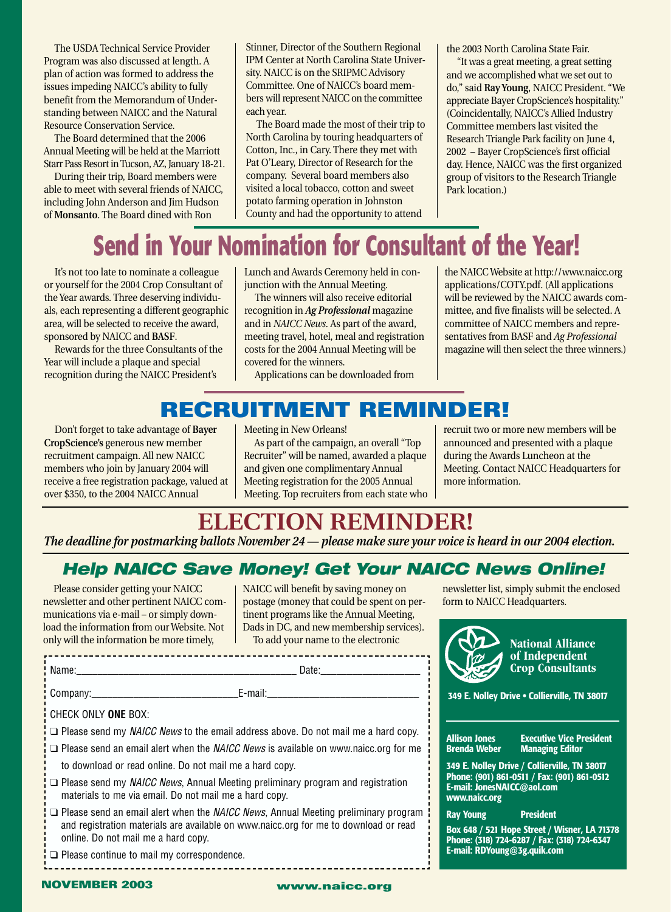The USDA Technical Service Provider Program was also discussed at length. A plan of action was formed to address the issues impeding NAICC's ability to fully benefit from the Memorandum of Understanding between NAICC and the Natural Resource Conservation Service.

The Board determined that the 2006 Annual Meeting will be held at the Marriott Starr Pass Resort in Tucson, AZ, January 18-21.

During their trip, Board members were able to meet with several friends of NAICC, including John Anderson and Jim Hudson of **Monsanto**. The Board dined with Ron Stinner, Director of the Southern Regional IPM Center at North Carolina State University. NAICC is on the SRIPMC Advisory Committee. One of NAICC's board members will represent NAICC on the committee each year.

The Board made the most of their trip to North Carolina by touring headquarters of Cotton, Inc., in Cary. There they met with Pat O'Leary, Director of Research for the company. Several board members also visited a local tobacco, cotton and sweet potato farming operation in Johnston County and had the opportunity to attend the 2003 North Carolina State Fair.

"It was a great meeting, a great setting and we accomplished what we set out to do," said **Ray Young**, NAICC President. "We appreciate Bayer CropScience's hospitality." (Coincidentally, NAICC's Allied Industry Committee members last visited the Research Triangle Park facility on June 4, 2002 – Bayer CropScience's first official day. Hence, NAICC was the first organized group of visitors to the Research Triangle Park location.)

# Send in Your Nomination for Consultant of the Year!

It's not too late to nominate a colleague or yourself for the 2004 Crop Consultant of the Year awards. Three deserving individuals, each representing a different geographic area, will be selected to receive the award, sponsored by NAICC and **BASF**.

Rewards for the three Consultants of the Year will include a plaque and special recognition during the NAICC President's Lunch and Awards Ceremony held in conjunction with the Annual Meeting.

The winners will also receive editorial recognition in ***Ag Professional*** magazine and in *NAICC News*. As part of the award, meeting travel, hotel, meal and registration costs for the 2004 Annual Meeting will be covered for the winners.

Applications can be downloaded from the NAICC Website at http://www.naicc.org applications/COTY.pdf. (All applications will be reviewed by the NAICC awards committee, and five finalists will be selected. A committee of NAICC members and representatives from BASF and *Ag Professional* magazine will then select the three winners.)

# RECRUITMENT REMINDER!

Don't forget to take advantage of **Bayer CropScience's** generous new member recruitment campaign. All new NAICC members who join by January 2004 will receive a free registration package, valued at over $350, to the 2004 NAICC Annual Meeting in New Orleans!

As part of the campaign, an overall "Top Recruiter" will be named, awarded a plaque and given one complimentary Annual Meeting registration for the 2005 Annual Meeting. Top recruiters from each state who recruit two or more new members will be announced and presented with a plaque during the Awards Luncheon at the Meeting. Contact NAICC Headquarters for more information.

# ELECTION REMINDER!

***The deadline for postmarking ballots November 24 — please make sure your voice is heard in our 2004 election.***

## *Help NAICC Save Money! Get Your NAICC News Online!*

Please consider getting your NAICC newsletter and other pertinent NAICC communications via e-mail – or simply download the information from our Website. Not only will the information be more timely, NAICC will benefit by saving money on postage (money that could be spent on pertinent programs like the Annual Meeting, Dads in DC, and new membership services).

To add your name to the electronic newsletter list, simply submit the enclosed form to NAICC Headquarters.

Name:\_\_\_\_\_\_\_\_\_\_\_\_\_\_\_\_\_\_\_\_\_\_\_\_\_\_\_\_\_\_\_\_\_\_\_\_ Date:\_\_\_\_\_\_\_\_\_\_\_\_\_\_\_\_

Company:\_\_\_\_\_\_\_\_\_\_\_\_\_\_\_\_\_\_\_\_\_\_\_\_ E-mail:\_\_\_\_\_\_\_\_\_\_\_\_\_\_\_\_\_\_\_\_\_\_\_\_\_\_

CHECK ONLY **ONE** BOX:

- ❑ Please send my *NAICC News* to the email address above. Do not mail me a hard copy.
- ❑ Please send an email alert when the *NAICC News* is available on www.naicc.org for me to download or read online. Do not mail me a hard copy.
- ❑ Please send my *NAICC News*, Annual Meeting preliminary program and registration materials to me via email. Do not mail me a hard copy.
- ❑ Please send an email alert when the *NAICC News*, Annual Meeting preliminary program and registration materials are available on www.naicc.org for me to download or read online. Do not mail me a hard copy.
- ❑ Please continue to mail my correspondence.

**National Alliance of Independent Crop Consultants**

**349 E. Nolley Drive • Collierville, TN 38017**

**Allison Jones** — **Executive Vice President**
**Brenda Weber** — **Managing Editor**

**349 E. Nolley Drive / Collierville, TN 38017**
**Phone: (901) 861-0511 / Fax: (901) 861-0512**
**E-mail: JonesNAICC@aol.com**
**www.naicc.org**

**Ray Young** — **President**

**Box 648 / 521 Hope Street / Wisner, LA 71378**
**Phone: (318) 724-6287 / Fax: (318) 724-6347**
**E-mail: RDYoung@3g.quik.com**